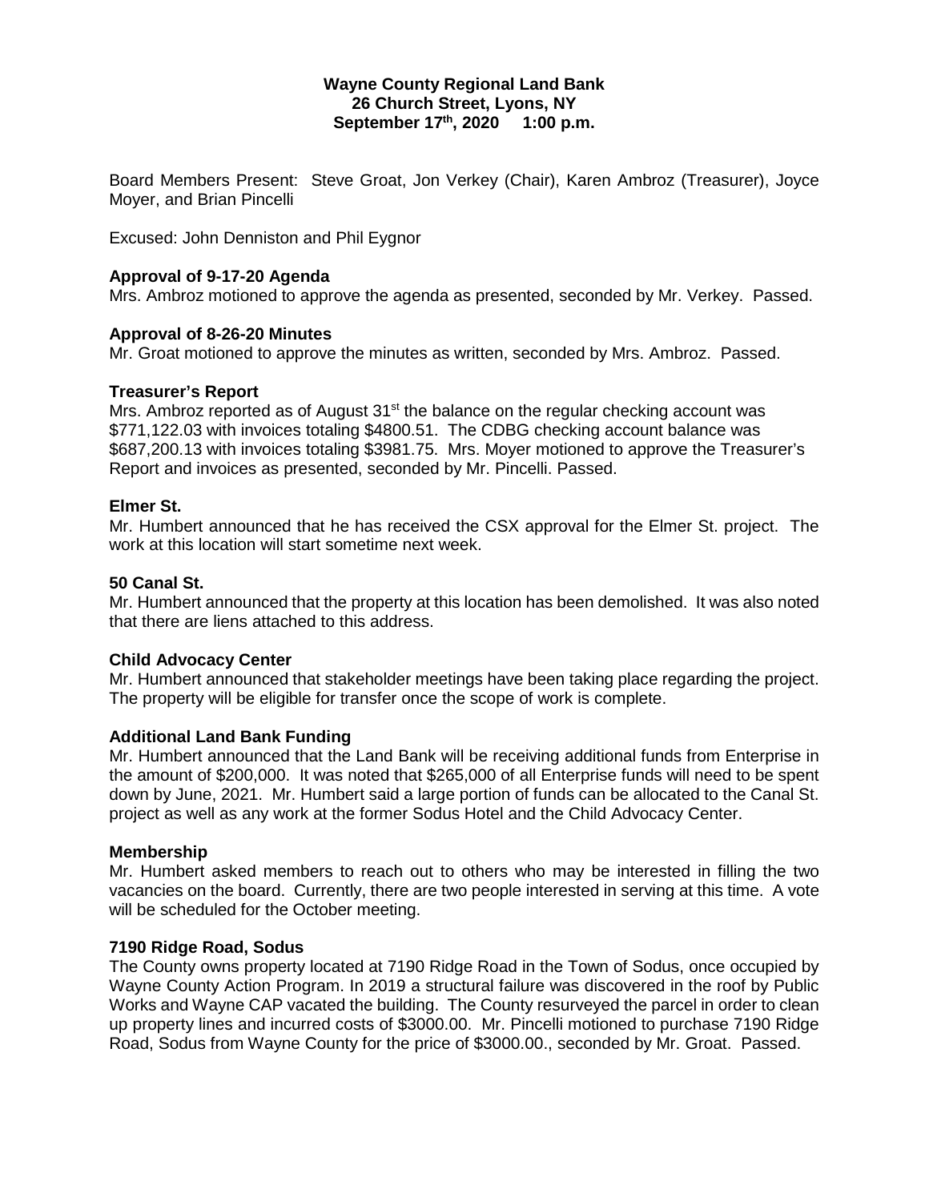**Wayne County Regional Land Bank**
**26 Church Street, Lyons, NY**
**September 17th, 2020 1:00 p.m.**

Board Members Present: Steve Groat, Jon Verkey (Chair), Karen Ambroz (Treasurer), Joyce Moyer, and Brian Pincelli

Excused: John Denniston and Phil Eygnor

**Approval of 9-17-20 Agenda**
Mrs. Ambroz motioned to approve the agenda as presented, seconded by Mr. Verkey. Passed.

**Approval of 8-26-20 Minutes**
Mr. Groat motioned to approve the minutes as written, seconded by Mrs. Ambroz. Passed.

**Treasurer's Report**
Mrs. Ambroz reported as of August 31st the balance on the regular checking account was $771,122.03 with invoices totaling $4800.51. The CDBG checking account balance was $687,200.13 with invoices totaling $3981.75. Mrs. Moyer motioned to approve the Treasurer's Report and invoices as presented, seconded by Mr. Pincelli. Passed.

**Elmer St.**
Mr. Humbert announced that he has received the CSX approval for the Elmer St. project. The work at this location will start sometime next week.

**50 Canal St.**
Mr. Humbert announced that the property at this location has been demolished. It was also noted that there are liens attached to this address.

**Child Advocacy Center**
Mr. Humbert announced that stakeholder meetings have been taking place regarding the project. The property will be eligible for transfer once the scope of work is complete.

**Additional Land Bank Funding**
Mr. Humbert announced that the Land Bank will be receiving additional funds from Enterprise in the amount of $200,000. It was noted that $265,000 of all Enterprise funds will need to be spent down by June, 2021. Mr. Humbert said a large portion of funds can be allocated to the Canal St. project as well as any work at the former Sodus Hotel and the Child Advocacy Center.

**Membership**
Mr. Humbert asked members to reach out to others who may be interested in filling the two vacancies on the board. Currently, there are two people interested in serving at this time. A vote will be scheduled for the October meeting.

**7190 Ridge Road, Sodus**
The County owns property located at 7190 Ridge Road in the Town of Sodus, once occupied by Wayne County Action Program. In 2019 a structural failure was discovered in the roof by Public Works and Wayne CAP vacated the building. The County resurveyed the parcel in order to clean up property lines and incurred costs of $3000.00. Mr. Pincelli motioned to purchase 7190 Ridge Road, Sodus from Wayne County for the price of $3000.00., seconded by Mr. Groat. Passed.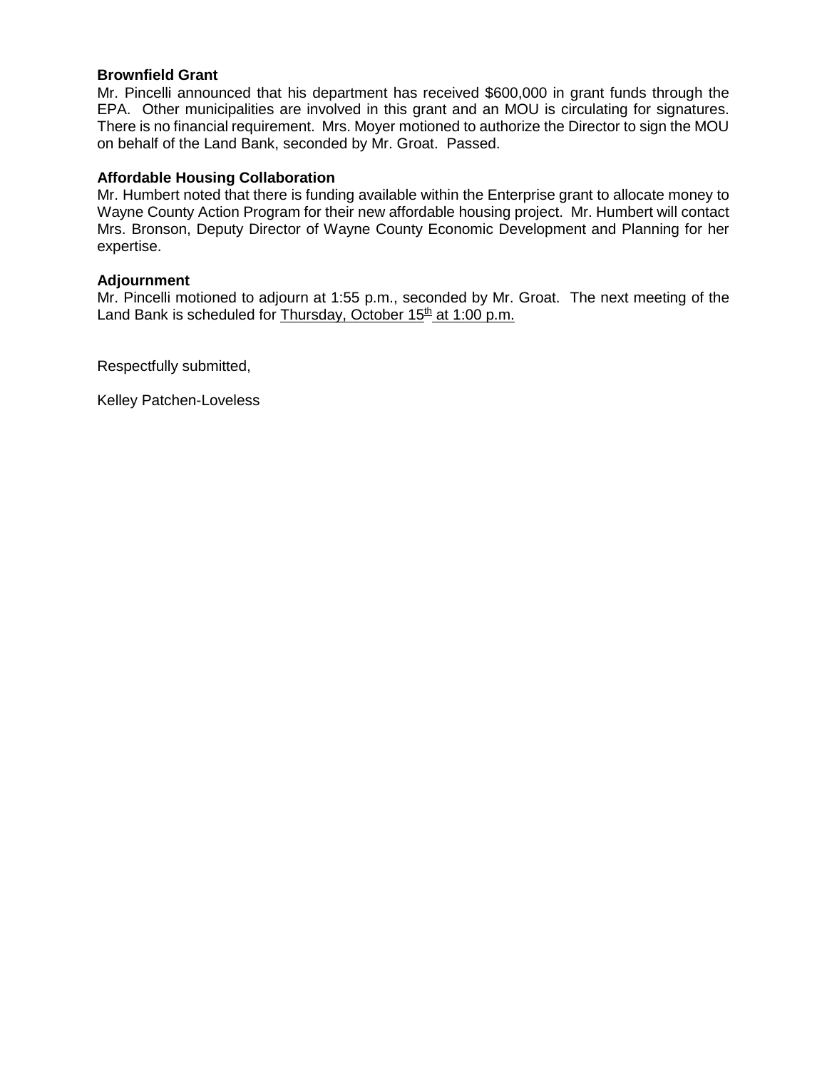**Brownfield Grant**

Mr. Pincelli announced that his department has received \$600,000 in grant funds through the EPA. Other municipalities are involved in this grant and an MOU is circulating for signatures. There is no financial requirement. Mrs. Moyer motioned to authorize the Director to sign the MOU on behalf of the Land Bank, seconded by Mr. Groat. Passed.

**Affordable Housing Collaboration**

Mr. Humbert noted that there is funding available within the Enterprise grant to allocate money to Wayne County Action Program for their new affordable housing project. Mr. Humbert will contact Mrs. Bronson, Deputy Director of Wayne County Economic Development and Planning for her expertise.

**Adjournment**

Mr. Pincelli motioned to adjourn at 1:55 p.m., seconded by Mr. Groat. The next meeting of the Land Bank is scheduled for Thursday, October 15th at 1:00 p.m.

Respectfully submitted,

Kelley Patchen-Loveless